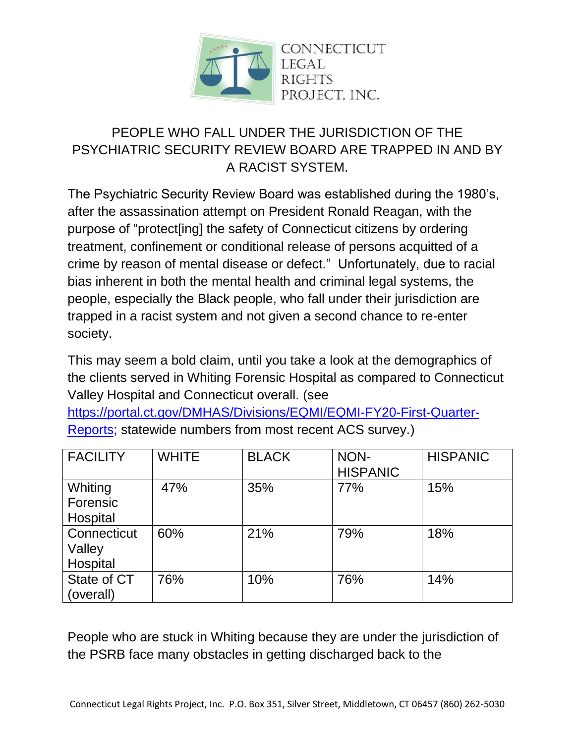CONNECTICUT LEGAL RIGHTS PROJECT, INC.

# PEOPLE WHO FALL UNDER THE JURISDICTION OF THE PSYCHIATRIC SECURITY REVIEW BOARD ARE TRAPPED IN AND BY A RACIST SYSTEM.

The Psychiatric Security Review Board was established during the 1980's, after the assassination attempt on President Ronald Reagan, with the purpose of "protect[ing] the safety of Connecticut citizens by ordering treatment, confinement or conditional release of persons acquitted of a crime by reason of mental disease or defect." Unfortunately, due to racial bias inherent in both the mental health and criminal legal systems, the people, especially the Black people, who fall under their jurisdiction are trapped in a racist system and not given a second chance to re-enter society.

This may seem a bold claim, until you take a look at the demographics of the clients served in Whiting Forensic Hospital as compared to Connecticut Valley Hospital and Connecticut overall. (see [https://portal.ct.gov/DMHAS/Divisions/EQMI/EQMI-FY20-First-Quarter-Reports](https://portal.ct.gov/DMHAS/Divisions/EQMI/EQMI-FY20-First-Quarter-Reports); statewide numbers from most recent ACS survey.)

| FACILITY | WHITE | BLACK | NON-HISPANIC | HISPANIC |
|---|---|---|---|---|
| Whiting Forensic Hospital | 47% | 35% | 77% | 15% |
| Connecticut Valley Hospital | 60% | 21% | 79% | 18% |
| State of CT (overall) | 76% | 10% | 76% | 14% |

People who are stuck in Whiting because they are under the jurisdiction of the PSRB face many obstacles in getting discharged back to the

Connecticut Legal Rights Project, Inc. P.O. Box 351, Silver Street, Middletown, CT 06457 (860) 262-5030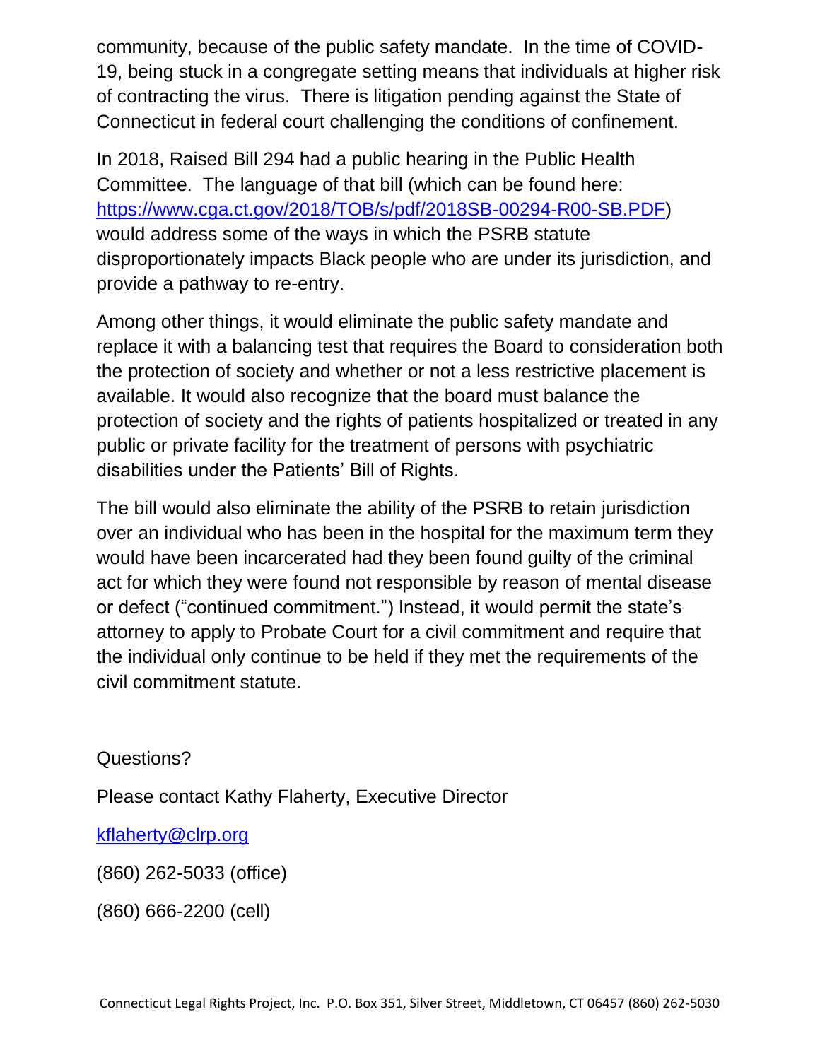community, because of the public safety mandate. In the time of COVID-19, being stuck in a congregate setting means that individuals at higher risk of contracting the virus. There is litigation pending against the State of Connecticut in federal court challenging the conditions of confinement.

In 2018, Raised Bill 294 had a public hearing in the Public Health Committee. The language of that bill (which can be found here: https://www.cga.ct.gov/2018/TOB/s/pdf/2018SB-00294-R00-SB.PDF) would address some of the ways in which the PSRB statute disproportionately impacts Black people who are under its jurisdiction, and provide a pathway to re-entry.

Among other things, it would eliminate the public safety mandate and replace it with a balancing test that requires the Board to consideration both the protection of society and whether or not a less restrictive placement is available. It would also recognize that the board must balance the protection of society and the rights of patients hospitalized or treated in any public or private facility for the treatment of persons with psychiatric disabilities under the Patients' Bill of Rights.

The bill would also eliminate the ability of the PSRB to retain jurisdiction over an individual who has been in the hospital for the maximum term they would have been incarcerated had they been found guilty of the criminal act for which they were found not responsible by reason of mental disease or defect ("continued commitment.") Instead, it would permit the state's attorney to apply to Probate Court for a civil commitment and require that the individual only continue to be held if they met the requirements of the civil commitment statute.

Questions?

Please contact Kathy Flaherty, Executive Director

kflaherty@clrp.org

(860) 262-5033 (office)

(860) 666-2200 (cell)

Connecticut Legal Rights Project, Inc. P.O. Box 351, Silver Street, Middletown, CT 06457 (860) 262-5030